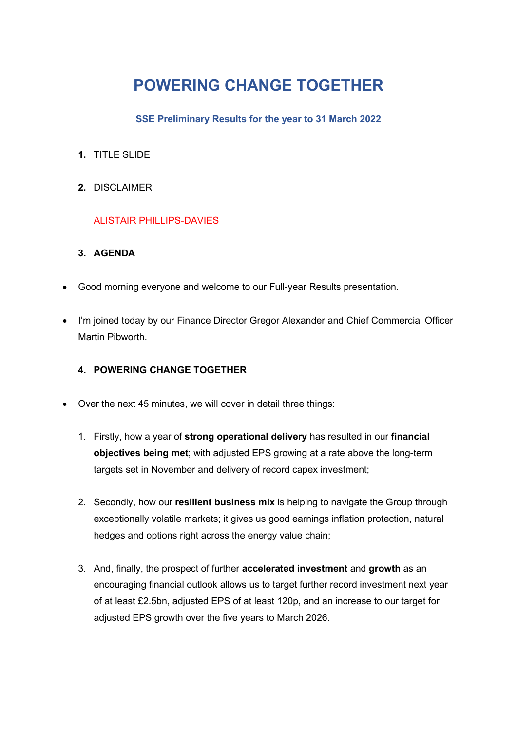# POWERING CHANGE TOGETHER

### SSE Preliminary Results for the year to 31 March 2022

1. TITLE SLIDE

2. DISCLAIMER

ALISTAIR PHILLIPS-DAVIES

3. **AGENDA**

- Good morning everyone and welcome to our Full-year Results presentation.

- I'm joined today by our Finance Director Gregor Alexander and Chief Commercial Officer Martin Pibworth.

4. **POWERING CHANGE TOGETHER**

- Over the next 45 minutes, we will cover in detail three things:

  1. Firstly, how a year of **strong operational delivery** has resulted in our **financial objectives being met**; with adjusted EPS growing at a rate above the long-term targets set in November and delivery of record capex investment;

  2. Secondly, how our **resilient business mix** is helping to navigate the Group through exceptionally volatile markets; it gives us good earnings inflation protection, natural hedges and options right across the energy value chain;

  3. And, finally, the prospect of further **accelerated investment** and **growth** as an encouraging financial outlook allows us to target further record investment next year of at least £2.5bn, adjusted EPS of at least 120p, and an increase to our target for adjusted EPS growth over the five years to March 2026.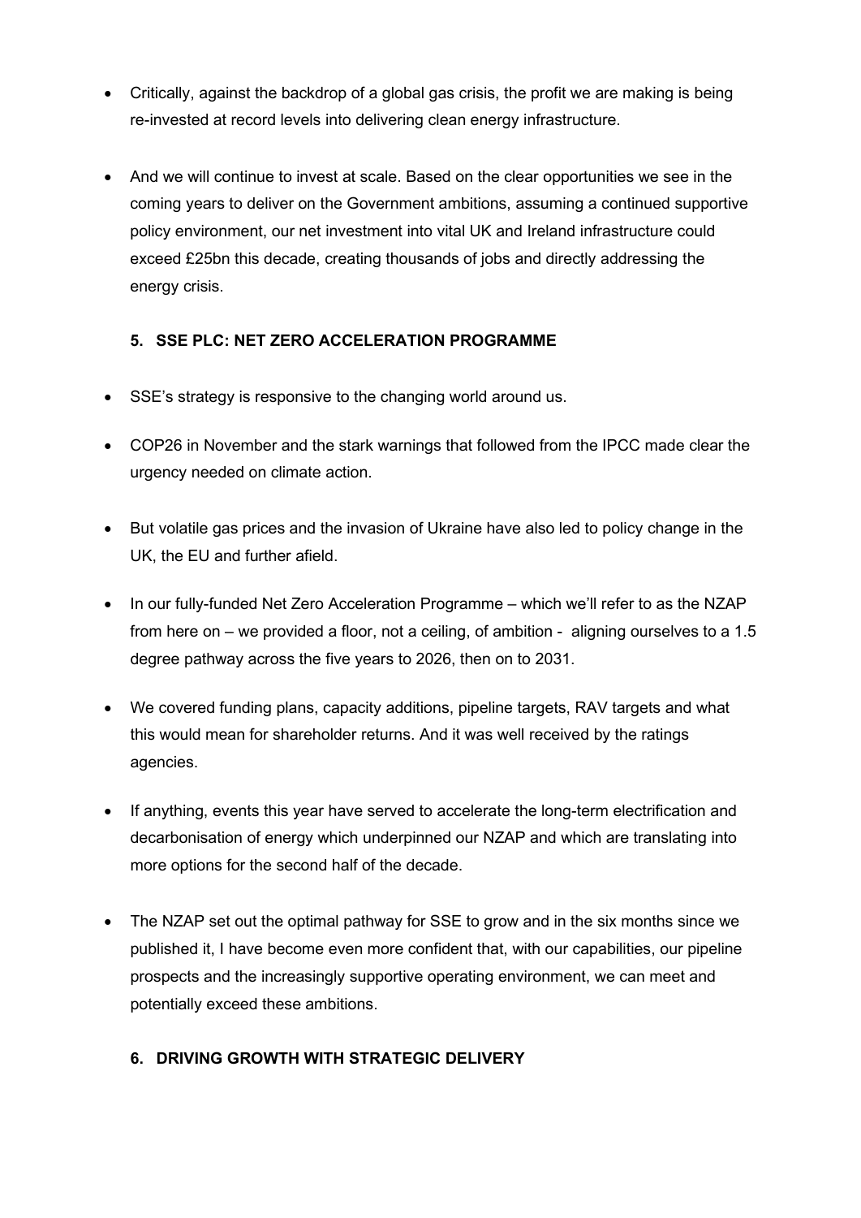- Critically, against the backdrop of a global gas crisis, the profit we are making is being re-invested at record levels into delivering clean energy infrastructure.

- And we will continue to invest at scale. Based on the clear opportunities we see in the coming years to deliver on the Government ambitions, assuming a continued supportive policy environment, our net investment into vital UK and Ireland infrastructure could exceed £25bn this decade, creating thousands of jobs and directly addressing the energy crisis.

### 5. SSE PLC: NET ZERO ACCELERATION PROGRAMME

- SSE's strategy is responsive to the changing world around us.

- COP26 in November and the stark warnings that followed from the IPCC made clear the urgency needed on climate action.

- But volatile gas prices and the invasion of Ukraine have also led to policy change in the UK, the EU and further afield.

- In our fully-funded Net Zero Acceleration Programme – which we'll refer to as the NZAP from here on – we provided a floor, not a ceiling, of ambition - aligning ourselves to a 1.5 degree pathway across the five years to 2026, then on to 2031.

- We covered funding plans, capacity additions, pipeline targets, RAV targets and what this would mean for shareholder returns. And it was well received by the ratings agencies.

- If anything, events this year have served to accelerate the long-term electrification and decarbonisation of energy which underpinned our NZAP and which are translating into more options for the second half of the decade.

- The NZAP set out the optimal pathway for SSE to grow and in the six months since we published it, I have become even more confident that, with our capabilities, our pipeline prospects and the increasingly supportive operating environment, we can meet and potentially exceed these ambitions.

### 6. DRIVING GROWTH WITH STRATEGIC DELIVERY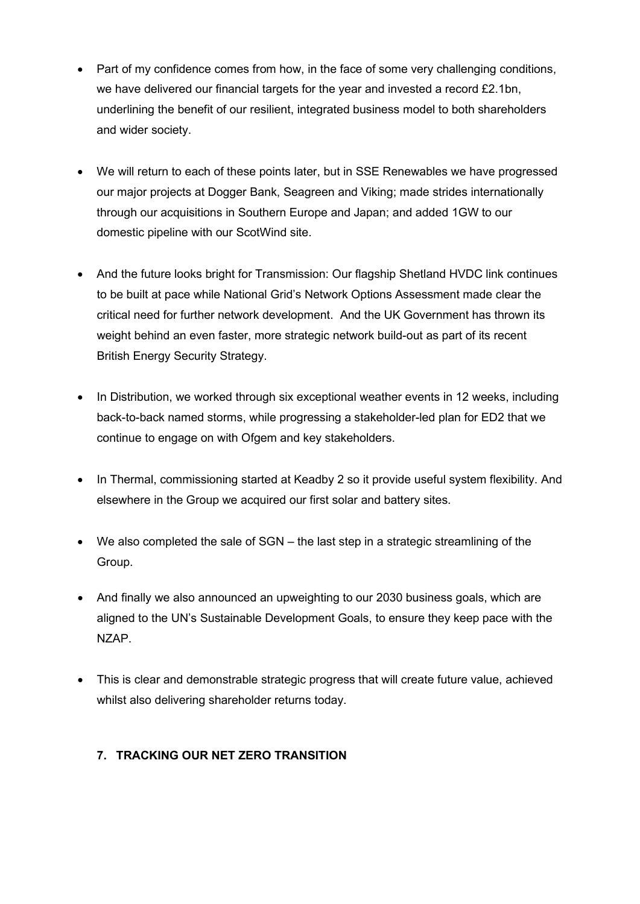- Part of my confidence comes from how, in the face of some very challenging conditions, we have delivered our financial targets for the year and invested a record £2.1bn, underlining the benefit of our resilient, integrated business model to both shareholders and wider society.

- We will return to each of these points later, but in SSE Renewables we have progressed our major projects at Dogger Bank, Seagreen and Viking; made strides internationally through our acquisitions in Southern Europe and Japan; and added 1GW to our domestic pipeline with our ScotWind site.

- And the future looks bright for Transmission: Our flagship Shetland HVDC link continues to be built at pace while National Grid's Network Options Assessment made clear the critical need for further network development. And the UK Government has thrown its weight behind an even faster, more strategic network build-out as part of its recent British Energy Security Strategy.

- In Distribution, we worked through six exceptional weather events in 12 weeks, including back-to-back named storms, while progressing a stakeholder-led plan for ED2 that we continue to engage on with Ofgem and key stakeholders.

- In Thermal, commissioning started at Keadby 2 so it provide useful system flexibility. And elsewhere in the Group we acquired our first solar and battery sites.

- We also completed the sale of SGN – the last step in a strategic streamlining of the Group.

- And finally we also announced an upweighting to our 2030 business goals, which are aligned to the UN's Sustainable Development Goals, to ensure they keep pace with the NZAP.

- This is clear and demonstrable strategic progress that will create future value, achieved whilst also delivering shareholder returns today.

## 7. TRACKING OUR NET ZERO TRANSITION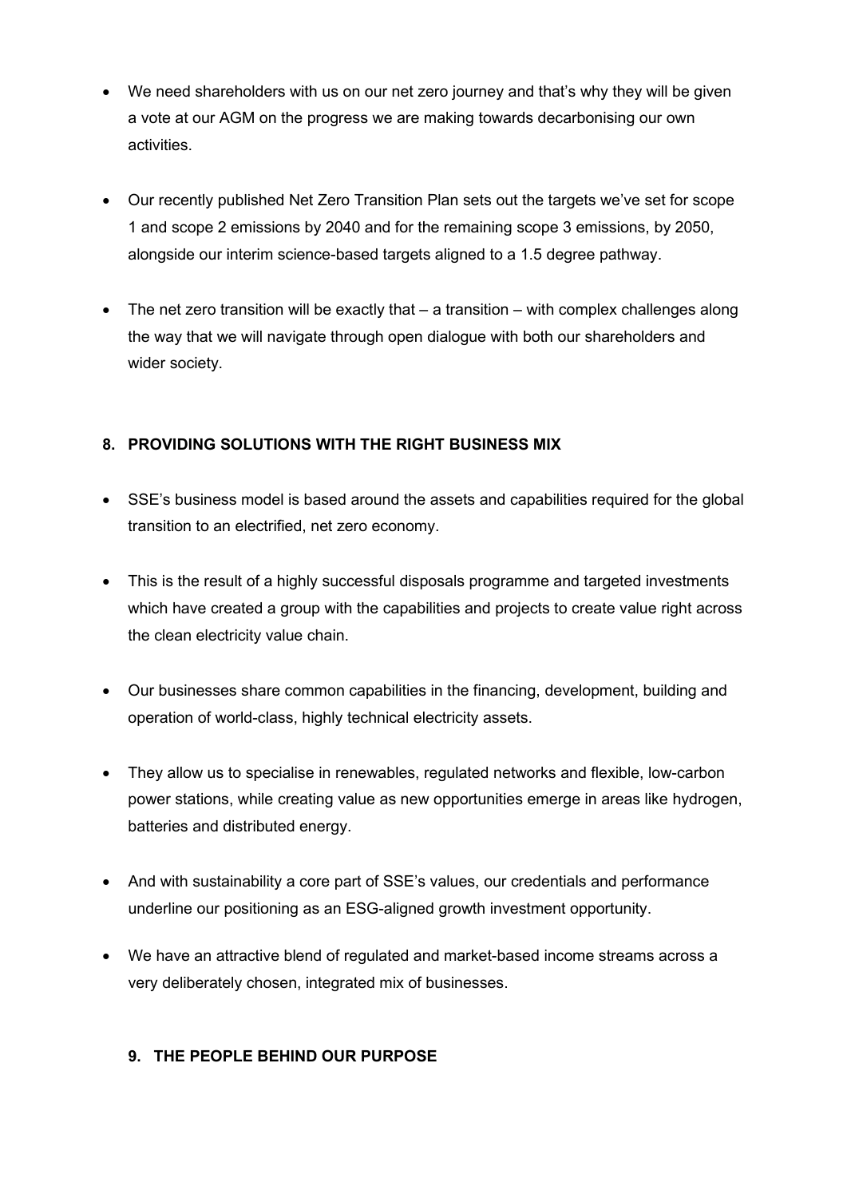- We need shareholders with us on our net zero journey and that's why they will be given a vote at our AGM on the progress we are making towards decarbonising our own activities.

- Our recently published Net Zero Transition Plan sets out the targets we've set for scope 1 and scope 2 emissions by 2040 and for the remaining scope 3 emissions, by 2050, alongside our interim science-based targets aligned to a 1.5 degree pathway.

- The net zero transition will be exactly that – a transition – with complex challenges along the way that we will navigate through open dialogue with both our shareholders and wider society.

## 8. PROVIDING SOLUTIONS WITH THE RIGHT BUSINESS MIX

- SSE's business model is based around the assets and capabilities required for the global transition to an electrified, net zero economy.

- This is the result of a highly successful disposals programme and targeted investments which have created a group with the capabilities and projects to create value right across the clean electricity value chain.

- Our businesses share common capabilities in the financing, development, building and operation of world-class, highly technical electricity assets.

- They allow us to specialise in renewables, regulated networks and flexible, low-carbon power stations, while creating value as new opportunities emerge in areas like hydrogen, batteries and distributed energy.

- And with sustainability a core part of SSE's values, our credentials and performance underline our positioning as an ESG-aligned growth investment opportunity.

- We have an attractive blend of regulated and market-based income streams across a very deliberately chosen, integrated mix of businesses.

## 9. THE PEOPLE BEHIND OUR PURPOSE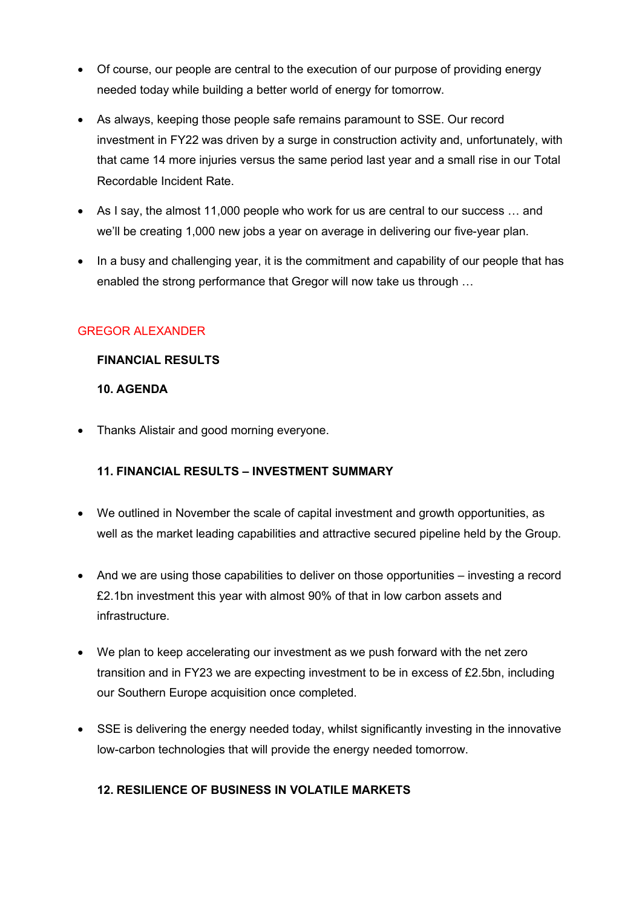- Of course, our people are central to the execution of our purpose of providing energy needed today while building a better world of energy for tomorrow.

- As always, keeping those people safe remains paramount to SSE. Our record investment in FY22 was driven by a surge in construction activity and, unfortunately, with that came 14 more injuries versus the same period last year and a small rise in our Total Recordable Incident Rate.

- As I say, the almost 11,000 people who work for us are central to our success … and we'll be creating 1,000 new jobs a year on average in delivering our five-year plan.

- In a busy and challenging year, it is the commitment and capability of our people that has enabled the strong performance that Gregor will now take us through …

GREGOR ALEXANDER

**FINANCIAL RESULTS**

**10. AGENDA**

- Thanks Alistair and good morning everyone.

**11. FINANCIAL RESULTS – INVESTMENT SUMMARY**

- We outlined in November the scale of capital investment and growth opportunities, as well as the market leading capabilities and attractive secured pipeline held by the Group.

- And we are using those capabilities to deliver on those opportunities – investing a record £2.1bn investment this year with almost 90% of that in low carbon assets and infrastructure.

- We plan to keep accelerating our investment as we push forward with the net zero transition and in FY23 we are expecting investment to be in excess of £2.5bn, including our Southern Europe acquisition once completed.

- SSE is delivering the energy needed today, whilst significantly investing in the innovative low-carbon technologies that will provide the energy needed tomorrow.

**12. RESILIENCE OF BUSINESS IN VOLATILE MARKETS**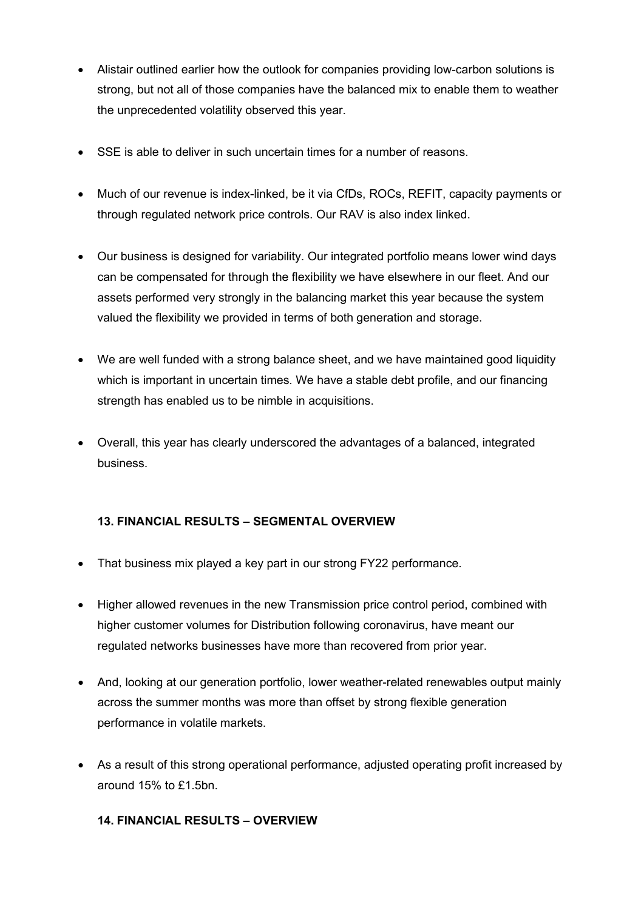- Alistair outlined earlier how the outlook for companies providing low-carbon solutions is strong, but not all of those companies have the balanced mix to enable them to weather the unprecedented volatility observed this year.

- SSE is able to deliver in such uncertain times for a number of reasons.

- Much of our revenue is index-linked, be it via CfDs, ROCs, REFIT, capacity payments or through regulated network price controls. Our RAV is also index linked.

- Our business is designed for variability. Our integrated portfolio means lower wind days can be compensated for through the flexibility we have elsewhere in our fleet. And our assets performed very strongly in the balancing market this year because the system valued the flexibility we provided in terms of both generation and storage.

- We are well funded with a strong balance sheet, and we have maintained good liquidity which is important in uncertain times. We have a stable debt profile, and our financing strength has enabled us to be nimble in acquisitions.

- Overall, this year has clearly underscored the advantages of a balanced, integrated business.

**13. FINANCIAL RESULTS – SEGMENTAL OVERVIEW**

- That business mix played a key part in our strong FY22 performance.

- Higher allowed revenues in the new Transmission price control period, combined with higher customer volumes for Distribution following coronavirus, have meant our regulated networks businesses have more than recovered from prior year.

- And, looking at our generation portfolio, lower weather-related renewables output mainly across the summer months was more than offset by strong flexible generation performance in volatile markets.

- As a result of this strong operational performance, adjusted operating profit increased by around 15% to £1.5bn.

**14. FINANCIAL RESULTS – OVERVIEW**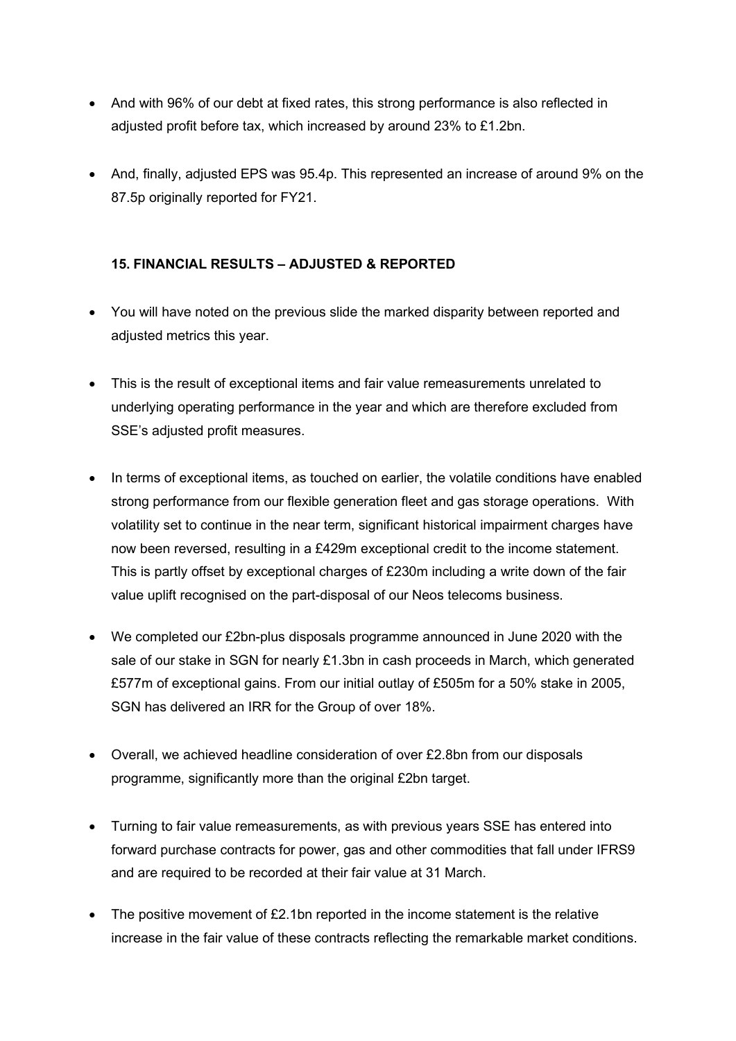- And with 96% of our debt at fixed rates, this strong performance is also reflected in adjusted profit before tax, which increased by around 23% to £1.2bn.

- And, finally, adjusted EPS was 95.4p. This represented an increase of around 9% on the 87.5p originally reported for FY21.

## 15. FINANCIAL RESULTS – ADJUSTED & REPORTED

- You will have noted on the previous slide the marked disparity between reported and adjusted metrics this year.

- This is the result of exceptional items and fair value remeasurements unrelated to underlying operating performance in the year and which are therefore excluded from SSE's adjusted profit measures.

- In terms of exceptional items, as touched on earlier, the volatile conditions have enabled strong performance from our flexible generation fleet and gas storage operations. With volatility set to continue in the near term, significant historical impairment charges have now been reversed, resulting in a £429m exceptional credit to the income statement. This is partly offset by exceptional charges of £230m including a write down of the fair value uplift recognised on the part-disposal of our Neos telecoms business.

- We completed our £2bn-plus disposals programme announced in June 2020 with the sale of our stake in SGN for nearly £1.3bn in cash proceeds in March, which generated £577m of exceptional gains. From our initial outlay of £505m for a 50% stake in 2005, SGN has delivered an IRR for the Group of over 18%.

- Overall, we achieved headline consideration of over £2.8bn from our disposals programme, significantly more than the original £2bn target.

- Turning to fair value remeasurements, as with previous years SSE has entered into forward purchase contracts for power, gas and other commodities that fall under IFRS9 and are required to be recorded at their fair value at 31 March.

- The positive movement of £2.1bn reported in the income statement is the relative increase in the fair value of these contracts reflecting the remarkable market conditions.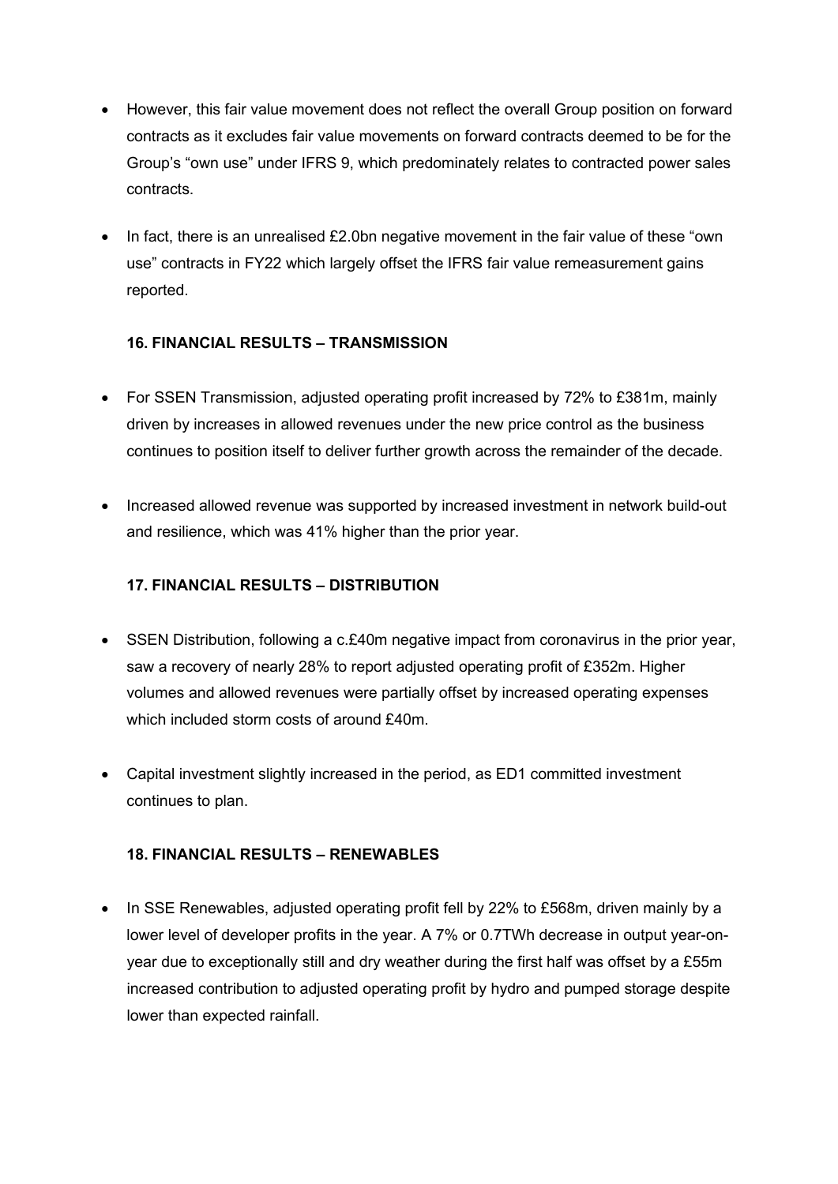- However, this fair value movement does not reflect the overall Group position on forward contracts as it excludes fair value movements on forward contracts deemed to be for the Group's "own use" under IFRS 9, which predominately relates to contracted power sales contracts.

- In fact, there is an unrealised £2.0bn negative movement in the fair value of these "own use" contracts in FY22 which largely offset the IFRS fair value remeasurement gains reported.

**16. FINANCIAL RESULTS – TRANSMISSION**

- For SSEN Transmission, adjusted operating profit increased by 72% to £381m, mainly driven by increases in allowed revenues under the new price control as the business continues to position itself to deliver further growth across the remainder of the decade.

- Increased allowed revenue was supported by increased investment in network build-out and resilience, which was 41% higher than the prior year.

**17. FINANCIAL RESULTS – DISTRIBUTION**

- SSEN Distribution, following a c.£40m negative impact from coronavirus in the prior year, saw a recovery of nearly 28% to report adjusted operating profit of £352m. Higher volumes and allowed revenues were partially offset by increased operating expenses which included storm costs of around £40m.

- Capital investment slightly increased in the period, as ED1 committed investment continues to plan.

**18. FINANCIAL RESULTS – RENEWABLES**

- In SSE Renewables, adjusted operating profit fell by 22% to £568m, driven mainly by a lower level of developer profits in the year. A 7% or 0.7TWh decrease in output year-on-year due to exceptionally still and dry weather during the first half was offset by a £55m increased contribution to adjusted operating profit by hydro and pumped storage despite lower than expected rainfall.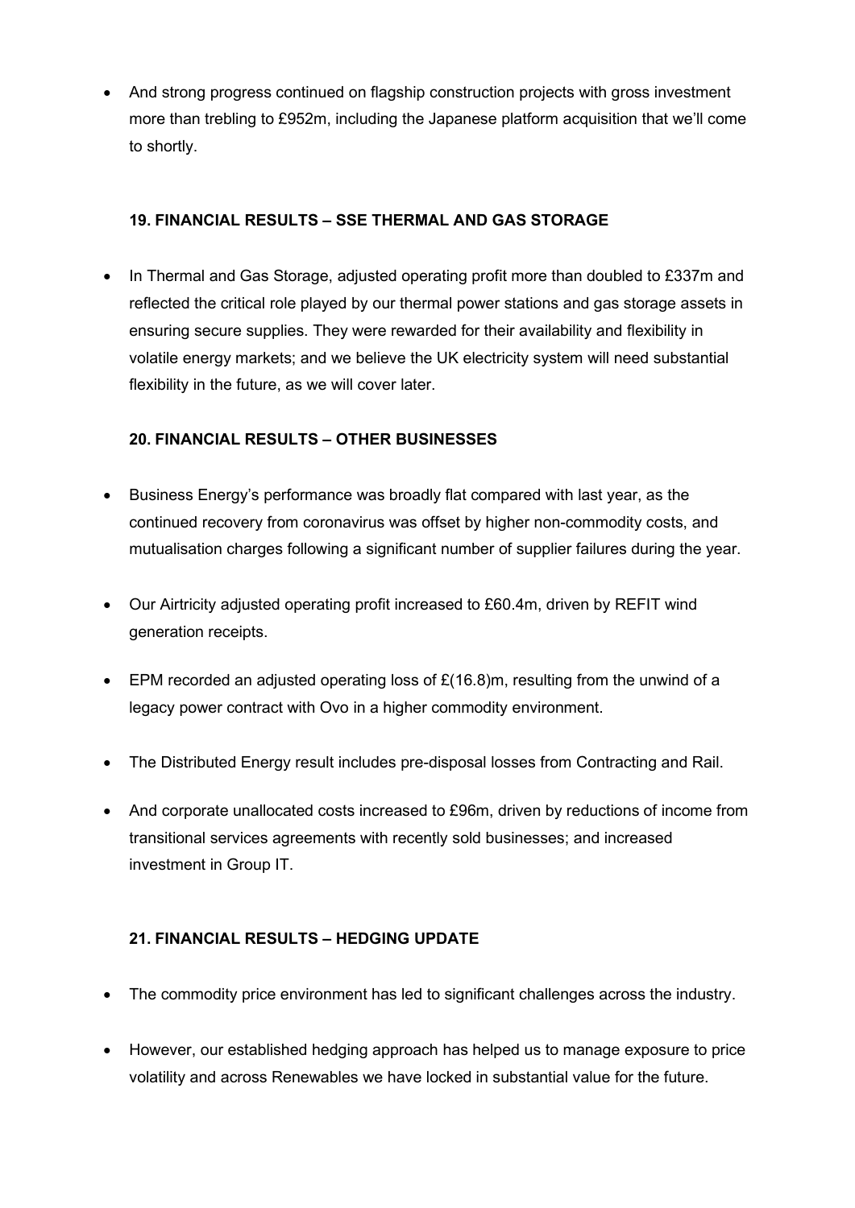- And strong progress continued on flagship construction projects with gross investment more than trebling to £952m, including the Japanese platform acquisition that we'll come to shortly.

### 19. FINANCIAL RESULTS – SSE THERMAL AND GAS STORAGE

- In Thermal and Gas Storage, adjusted operating profit more than doubled to £337m and reflected the critical role played by our thermal power stations and gas storage assets in ensuring secure supplies. They were rewarded for their availability and flexibility in volatile energy markets; and we believe the UK electricity system will need substantial flexibility in the future, as we will cover later.

### 20. FINANCIAL RESULTS – OTHER BUSINESSES

- Business Energy's performance was broadly flat compared with last year, as the continued recovery from coronavirus was offset by higher non-commodity costs, and mutualisation charges following a significant number of supplier failures during the year.
- Our Airtricity adjusted operating profit increased to £60.4m, driven by REFIT wind generation receipts.
- EPM recorded an adjusted operating loss of £(16.8)m, resulting from the unwind of a legacy power contract with Ovo in a higher commodity environment.
- The Distributed Energy result includes pre-disposal losses from Contracting and Rail.
- And corporate unallocated costs increased to £96m, driven by reductions of income from transitional services agreements with recently sold businesses; and increased investment in Group IT.

### 21. FINANCIAL RESULTS – HEDGING UPDATE

- The commodity price environment has led to significant challenges across the industry.
- However, our established hedging approach has helped us to manage exposure to price volatility and across Renewables we have locked in substantial value for the future.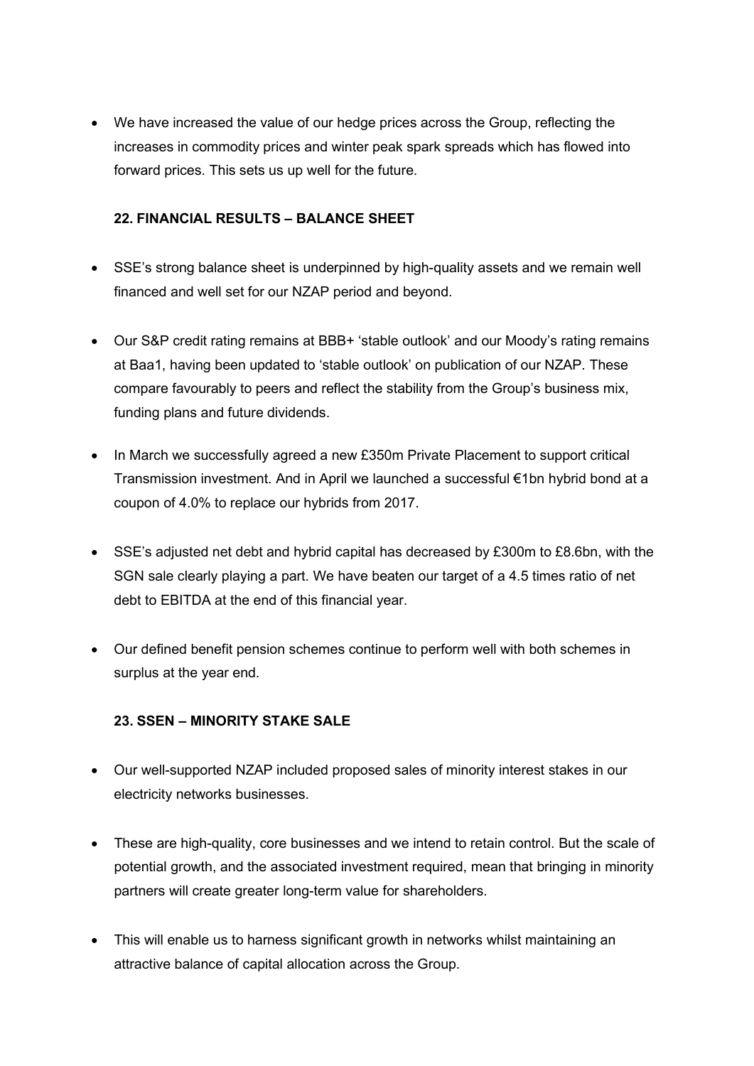- We have increased the value of our hedge prices across the Group, reflecting the increases in commodity prices and winter peak spark spreads which has flowed into forward prices. This sets us up well for the future.

### 22. FINANCIAL RESULTS – BALANCE SHEET

- SSE's strong balance sheet is underpinned by high-quality assets and we remain well financed and well set for our NZAP period and beyond.

- Our S&P credit rating remains at BBB+ 'stable outlook' and our Moody's rating remains at Baa1, having been updated to 'stable outlook' on publication of our NZAP. These compare favourably to peers and reflect the stability from the Group's business mix, funding plans and future dividends.

- In March we successfully agreed a new £350m Private Placement to support critical Transmission investment. And in April we launched a successful €1bn hybrid bond at a coupon of 4.0% to replace our hybrids from 2017.

- SSE's adjusted net debt and hybrid capital has decreased by £300m to £8.6bn, with the SGN sale clearly playing a part. We have beaten our target of a 4.5 times ratio of net debt to EBITDA at the end of this financial year.

- Our defined benefit pension schemes continue to perform well with both schemes in surplus at the year end.

### 23. SSEN – MINORITY STAKE SALE

- Our well-supported NZAP included proposed sales of minority interest stakes in our electricity networks businesses.

- These are high-quality, core businesses and we intend to retain control. But the scale of potential growth, and the associated investment required, mean that bringing in minority partners will create greater long-term value for shareholders.

- This will enable us to harness significant growth in networks whilst maintaining an attractive balance of capital allocation across the Group.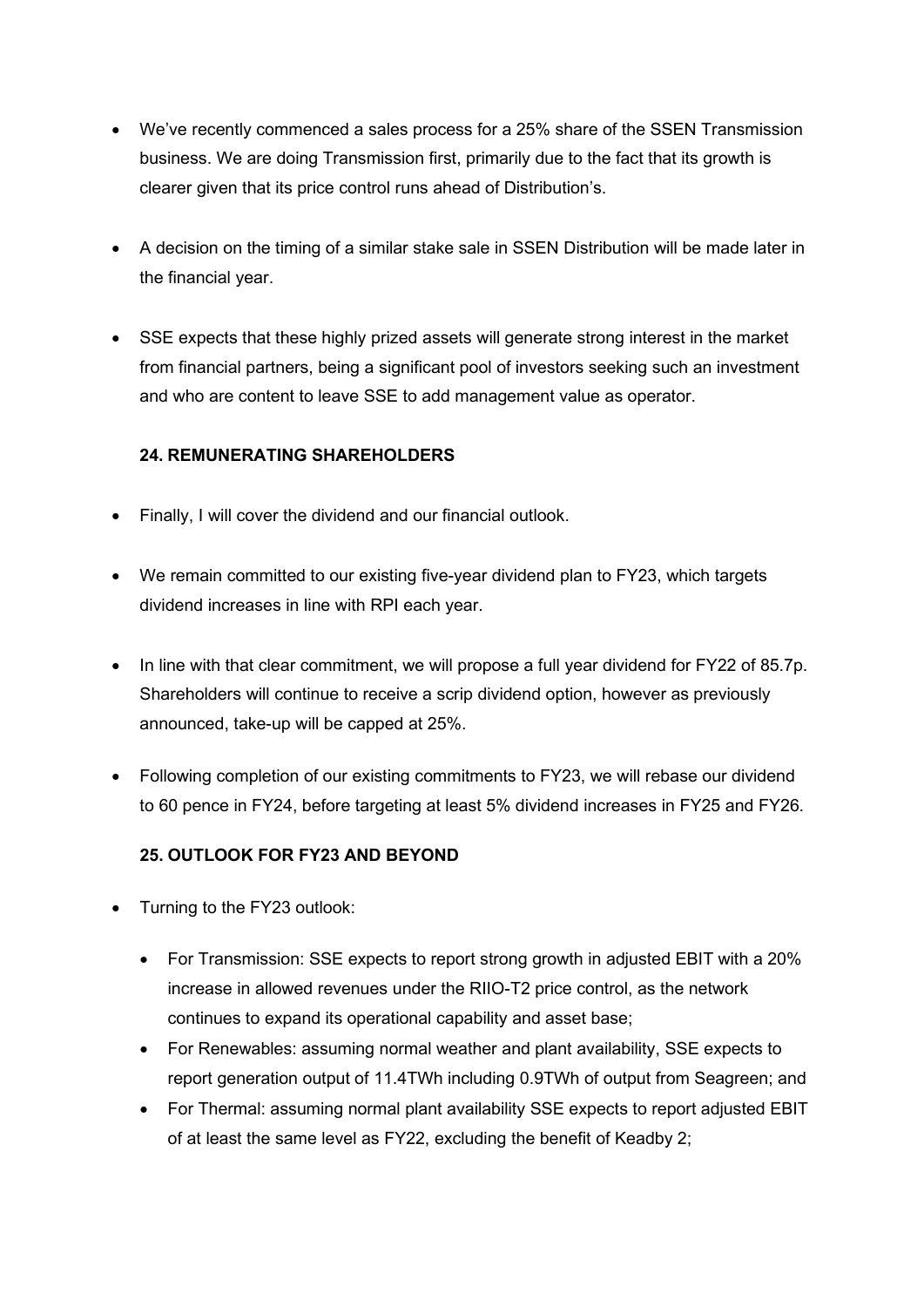- We've recently commenced a sales process for a 25% share of the SSEN Transmission business. We are doing Transmission first, primarily due to the fact that its growth is clearer given that its price control runs ahead of Distribution's.

- A decision on the timing of a similar stake sale in SSEN Distribution will be made later in the financial year.

- SSE expects that these highly prized assets will generate strong interest in the market from financial partners, being a significant pool of investors seeking such an investment and who are content to leave SSE to add management value as operator.

**24. REMUNERATING SHAREHOLDERS**

- Finally, I will cover the dividend and our financial outlook.

- We remain committed to our existing five-year dividend plan to FY23, which targets dividend increases in line with RPI each year.

- In line with that clear commitment, we will propose a full year dividend for FY22 of 85.7p. Shareholders will continue to receive a scrip dividend option, however as previously announced, take-up will be capped at 25%.

- Following completion of our existing commitments to FY23, we will rebase our dividend to 60 pence in FY24, before targeting at least 5% dividend increases in FY25 and FY26.

**25. OUTLOOK FOR FY23 AND BEYOND**

- Turning to the FY23 outlook:
    - For Transmission: SSE expects to report strong growth in adjusted EBIT with a 20% increase in allowed revenues under the RIIO-T2 price control, as the network continues to expand its operational capability and asset base;
    - For Renewables: assuming normal weather and plant availability, SSE expects to report generation output of 11.4TWh including 0.9TWh of output from Seagreen; and
    - For Thermal: assuming normal plant availability SSE expects to report adjusted EBIT of at least the same level as FY22, excluding the benefit of Keadby 2;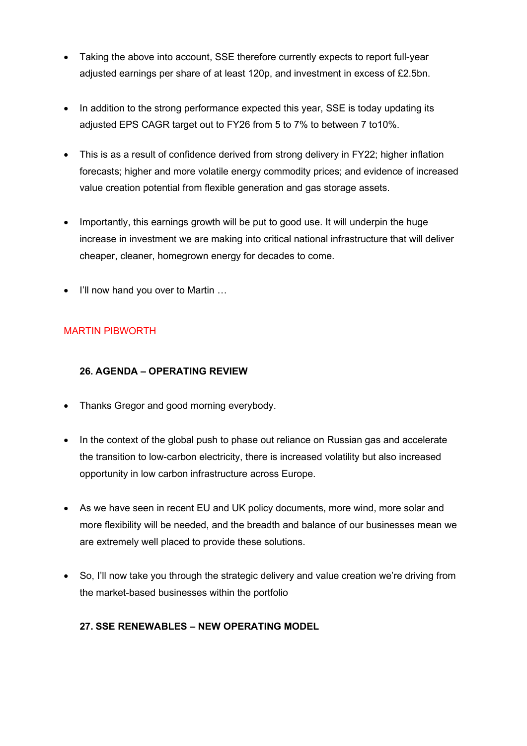- Taking the above into account, SSE therefore currently expects to report full-year adjusted earnings per share of at least 120p, and investment in excess of £2.5bn.

- In addition to the strong performance expected this year, SSE is today updating its adjusted EPS CAGR target out to FY26 from 5 to 7% to between 7 to10%.

- This is as a result of confidence derived from strong delivery in FY22; higher inflation forecasts; higher and more volatile energy commodity prices; and evidence of increased value creation potential from flexible generation and gas storage assets.

- Importantly, this earnings growth will be put to good use. It will underpin the huge increase in investment we are making into critical national infrastructure that will deliver cheaper, cleaner, homegrown energy for decades to come.

- I'll now hand you over to Martin …

MARTIN PIBWORTH

**26. AGENDA – OPERATING REVIEW**

- Thanks Gregor and good morning everybody.

- In the context of the global push to phase out reliance on Russian gas and accelerate the transition to low-carbon electricity, there is increased volatility but also increased opportunity in low carbon infrastructure across Europe.

- As we have seen in recent EU and UK policy documents, more wind, more solar and more flexibility will be needed, and the breadth and balance of our businesses mean we are extremely well placed to provide these solutions.

- So, I'll now take you through the strategic delivery and value creation we're driving from the market-based businesses within the portfolio

**27. SSE RENEWABLES – NEW OPERATING MODEL**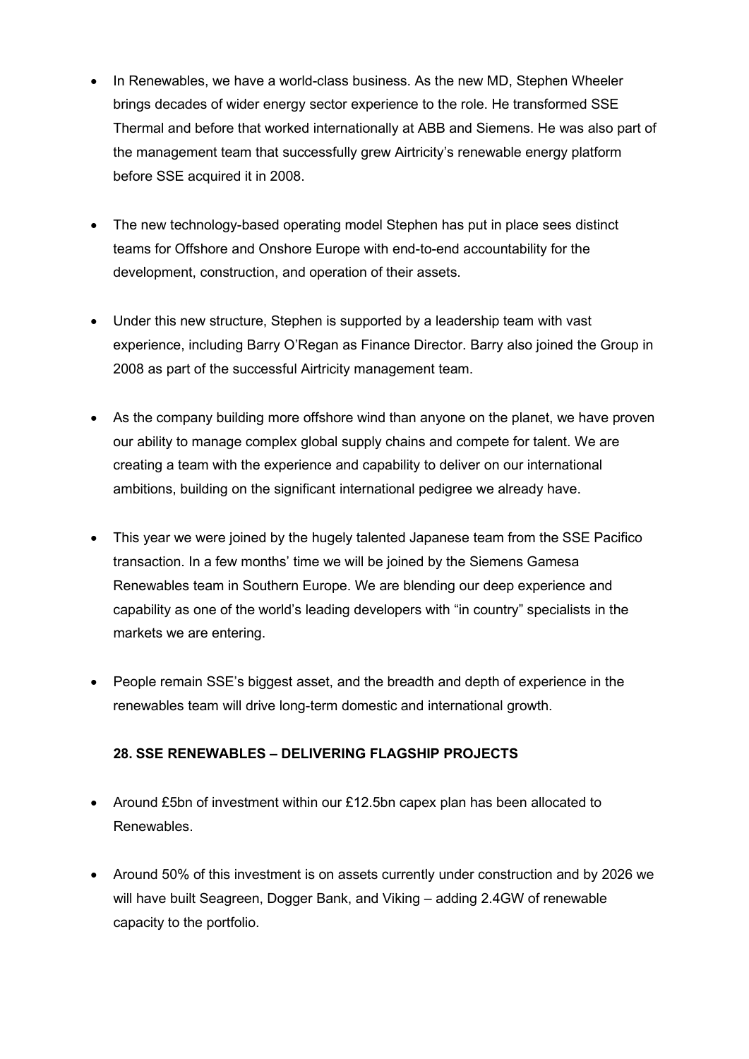- In Renewables, we have a world-class business. As the new MD, Stephen Wheeler brings decades of wider energy sector experience to the role. He transformed SSE Thermal and before that worked internationally at ABB and Siemens. He was also part of the management team that successfully grew Airtricity's renewable energy platform before SSE acquired it in 2008.

- The new technology-based operating model Stephen has put in place sees distinct teams for Offshore and Onshore Europe with end-to-end accountability for the development, construction, and operation of their assets.

- Under this new structure, Stephen is supported by a leadership team with vast experience, including Barry O'Regan as Finance Director. Barry also joined the Group in 2008 as part of the successful Airtricity management team.

- As the company building more offshore wind than anyone on the planet, we have proven our ability to manage complex global supply chains and compete for talent. We are creating a team with the experience and capability to deliver on our international ambitions, building on the significant international pedigree we already have.

- This year we were joined by the hugely talented Japanese team from the SSE Pacifico transaction. In a few months' time we will be joined by the Siemens Gamesa Renewables team in Southern Europe. We are blending our deep experience and capability as one of the world's leading developers with "in country" specialists in the markets we are entering.

- People remain SSE's biggest asset, and the breadth and depth of experience in the renewables team will drive long-term domestic and international growth.

**28. SSE RENEWABLES – DELIVERING FLAGSHIP PROJECTS**

- Around £5bn of investment within our £12.5bn capex plan has been allocated to Renewables.

- Around 50% of this investment is on assets currently under construction and by 2026 we will have built Seagreen, Dogger Bank, and Viking – adding 2.4GW of renewable capacity to the portfolio.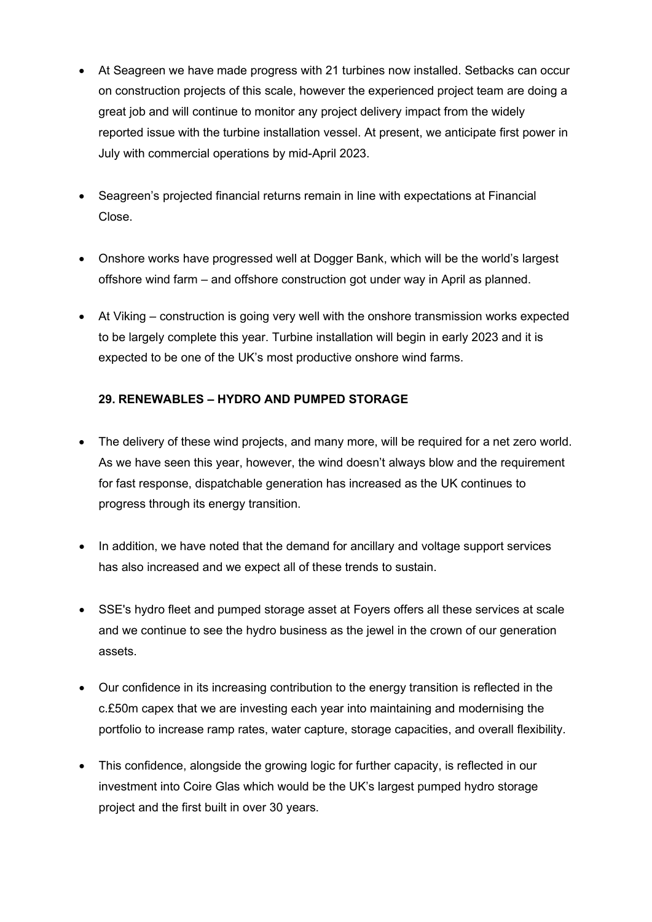- At Seagreen we have made progress with 21 turbines now installed. Setbacks can occur on construction projects of this scale, however the experienced project team are doing a great job and will continue to monitor any project delivery impact from the widely reported issue with the turbine installation vessel. At present, we anticipate first power in July with commercial operations by mid-April 2023.

- Seagreen's projected financial returns remain in line with expectations at Financial Close.

- Onshore works have progressed well at Dogger Bank, which will be the world's largest offshore wind farm – and offshore construction got under way in April as planned.

- At Viking – construction is going very well with the onshore transmission works expected to be largely complete this year. Turbine installation will begin in early 2023 and it is expected to be one of the UK's most productive onshore wind farms.

**29. RENEWABLES – HYDRO AND PUMPED STORAGE**

- The delivery of these wind projects, and many more, will be required for a net zero world. As we have seen this year, however, the wind doesn't always blow and the requirement for fast response, dispatchable generation has increased as the UK continues to progress through its energy transition.

- In addition, we have noted that the demand for ancillary and voltage support services has also increased and we expect all of these trends to sustain.

- SSE's hydro fleet and pumped storage asset at Foyers offers all these services at scale and we continue to see the hydro business as the jewel in the crown of our generation assets.

- Our confidence in its increasing contribution to the energy transition is reflected in the c.£50m capex that we are investing each year into maintaining and modernising the portfolio to increase ramp rates, water capture, storage capacities, and overall flexibility.

- This confidence, alongside the growing logic for further capacity, is reflected in our investment into Coire Glas which would be the UK's largest pumped hydro storage project and the first built in over 30 years.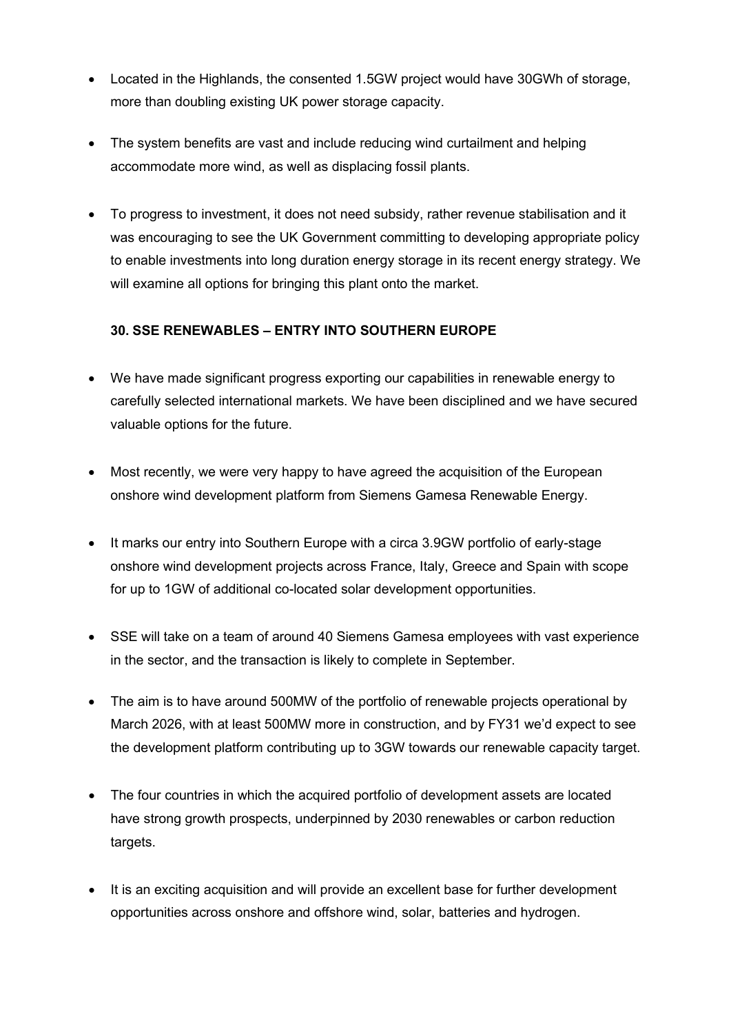- Located in the Highlands, the consented 1.5GW project would have 30GWh of storage, more than doubling existing UK power storage capacity.

- The system benefits are vast and include reducing wind curtailment and helping accommodate more wind, as well as displacing fossil plants.

- To progress to investment, it does not need subsidy, rather revenue stabilisation and it was encouraging to see the UK Government committing to developing appropriate policy to enable investments into long duration energy storage in its recent energy strategy. We will examine all options for bringing this plant onto the market.

**30. SSE RENEWABLES – ENTRY INTO SOUTHERN EUROPE**

- We have made significant progress exporting our capabilities in renewable energy to carefully selected international markets. We have been disciplined and we have secured valuable options for the future.

- Most recently, we were very happy to have agreed the acquisition of the European onshore wind development platform from Siemens Gamesa Renewable Energy.

- It marks our entry into Southern Europe with a circa 3.9GW portfolio of early-stage onshore wind development projects across France, Italy, Greece and Spain with scope for up to 1GW of additional co-located solar development opportunities.

- SSE will take on a team of around 40 Siemens Gamesa employees with vast experience in the sector, and the transaction is likely to complete in September.

- The aim is to have around 500MW of the portfolio of renewable projects operational by March 2026, with at least 500MW more in construction, and by FY31 we'd expect to see the development platform contributing up to 3GW towards our renewable capacity target.

- The four countries in which the acquired portfolio of development assets are located have strong growth prospects, underpinned by 2030 renewables or carbon reduction targets.

- It is an exciting acquisition and will provide an excellent base for further development opportunities across onshore and offshore wind, solar, batteries and hydrogen.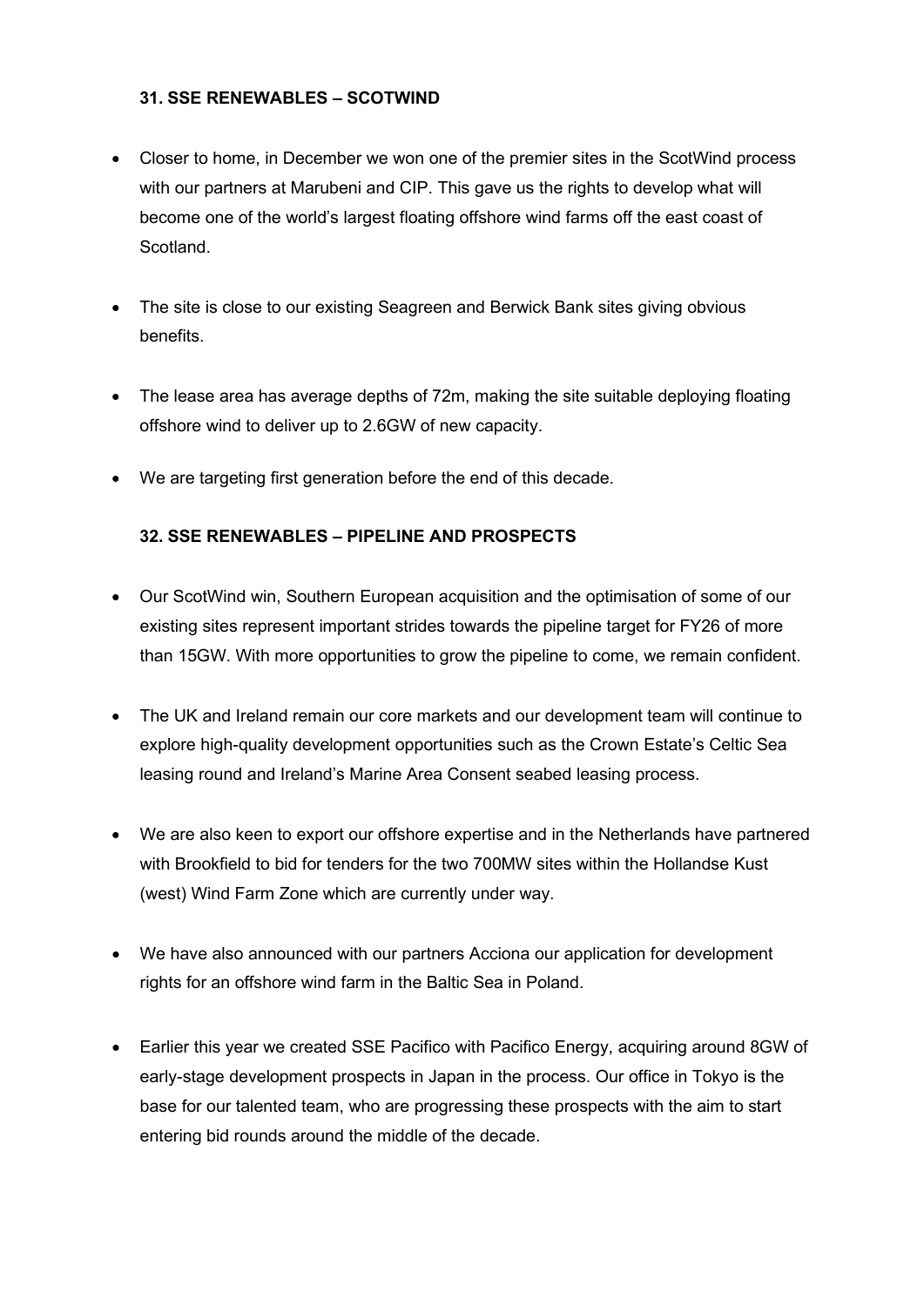### 31. SSE RENEWABLES – SCOTWIND

- Closer to home, in December we won one of the premier sites in the ScotWind process with our partners at Marubeni and CIP. This gave us the rights to develop what will become one of the world's largest floating offshore wind farms off the east coast of Scotland.
- The site is close to our existing Seagreen and Berwick Bank sites giving obvious benefits.
- The lease area has average depths of 72m, making the site suitable deploying floating offshore wind to deliver up to 2.6GW of new capacity.
- We are targeting first generation before the end of this decade.

### 32. SSE RENEWABLES – PIPELINE AND PROSPECTS

- Our ScotWind win, Southern European acquisition and the optimisation of some of our existing sites represent important strides towards the pipeline target for FY26 of more than 15GW. With more opportunities to grow the pipeline to come, we remain confident.
- The UK and Ireland remain our core markets and our development team will continue to explore high-quality development opportunities such as the Crown Estate's Celtic Sea leasing round and Ireland's Marine Area Consent seabed leasing process.
- We are also keen to export our offshore expertise and in the Netherlands have partnered with Brookfield to bid for tenders for the two 700MW sites within the Hollandse Kust (west) Wind Farm Zone which are currently under way.
- We have also announced with our partners Acciona our application for development rights for an offshore wind farm in the Baltic Sea in Poland.
- Earlier this year we created SSE Pacifico with Pacifico Energy, acquiring around 8GW of early-stage development prospects in Japan in the process. Our office in Tokyo is the base for our talented team, who are progressing these prospects with the aim to start entering bid rounds around the middle of the decade.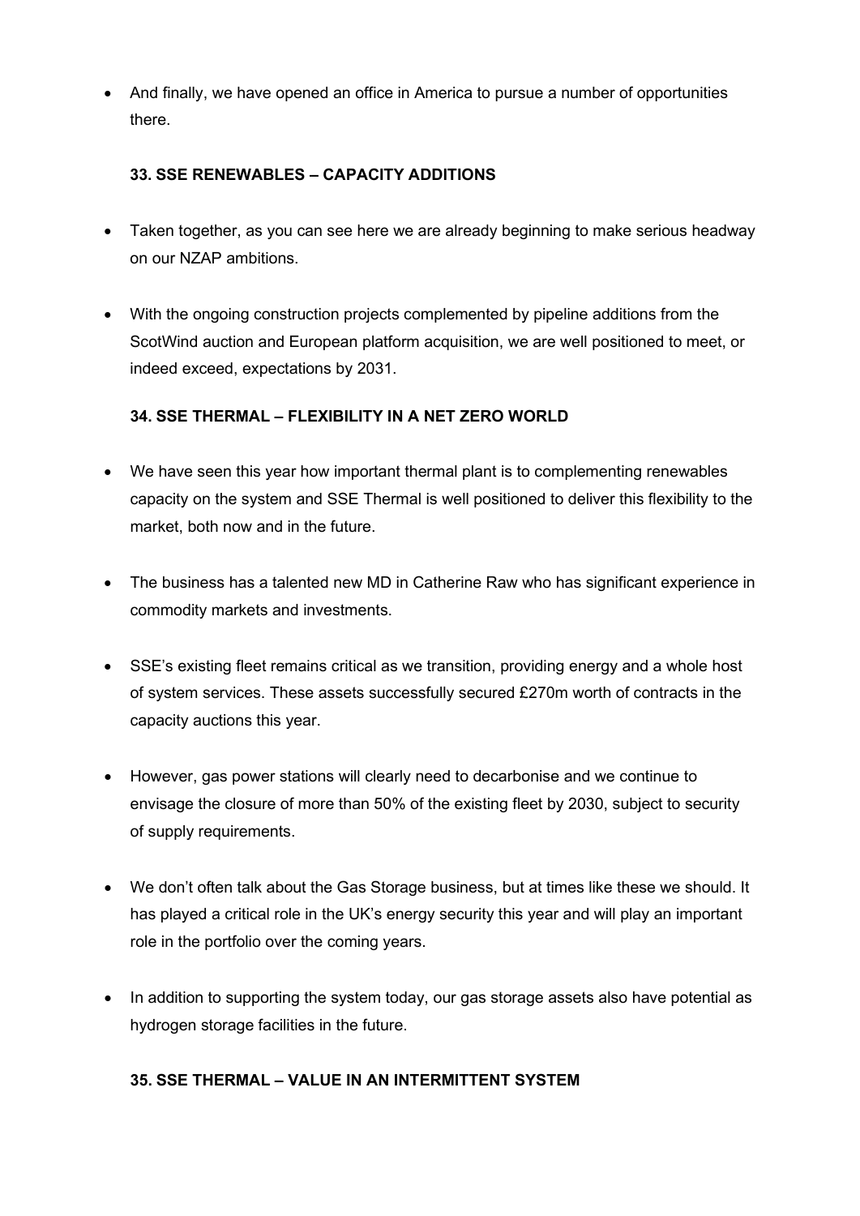- And finally, we have opened an office in America to pursue a number of opportunities there.

**33. SSE RENEWABLES – CAPACITY ADDITIONS**

- Taken together, as you can see here we are already beginning to make serious headway on our NZAP ambitions.

- With the ongoing construction projects complemented by pipeline additions from the ScotWind auction and European platform acquisition, we are well positioned to meet, or indeed exceed, expectations by 2031.

**34. SSE THERMAL – FLEXIBILITY IN A NET ZERO WORLD**

- We have seen this year how important thermal plant is to complementing renewables capacity on the system and SSE Thermal is well positioned to deliver this flexibility to the market, both now and in the future.

- The business has a talented new MD in Catherine Raw who has significant experience in commodity markets and investments.

- SSE's existing fleet remains critical as we transition, providing energy and a whole host of system services. These assets successfully secured £270m worth of contracts in the capacity auctions this year.

- However, gas power stations will clearly need to decarbonise and we continue to envisage the closure of more than 50% of the existing fleet by 2030, subject to security of supply requirements.

- We don't often talk about the Gas Storage business, but at times like these we should. It has played a critical role in the UK's energy security this year and will play an important role in the portfolio over the coming years.

- In addition to supporting the system today, our gas storage assets also have potential as hydrogen storage facilities in the future.

**35. SSE THERMAL – VALUE IN AN INTERMITTENT SYSTEM**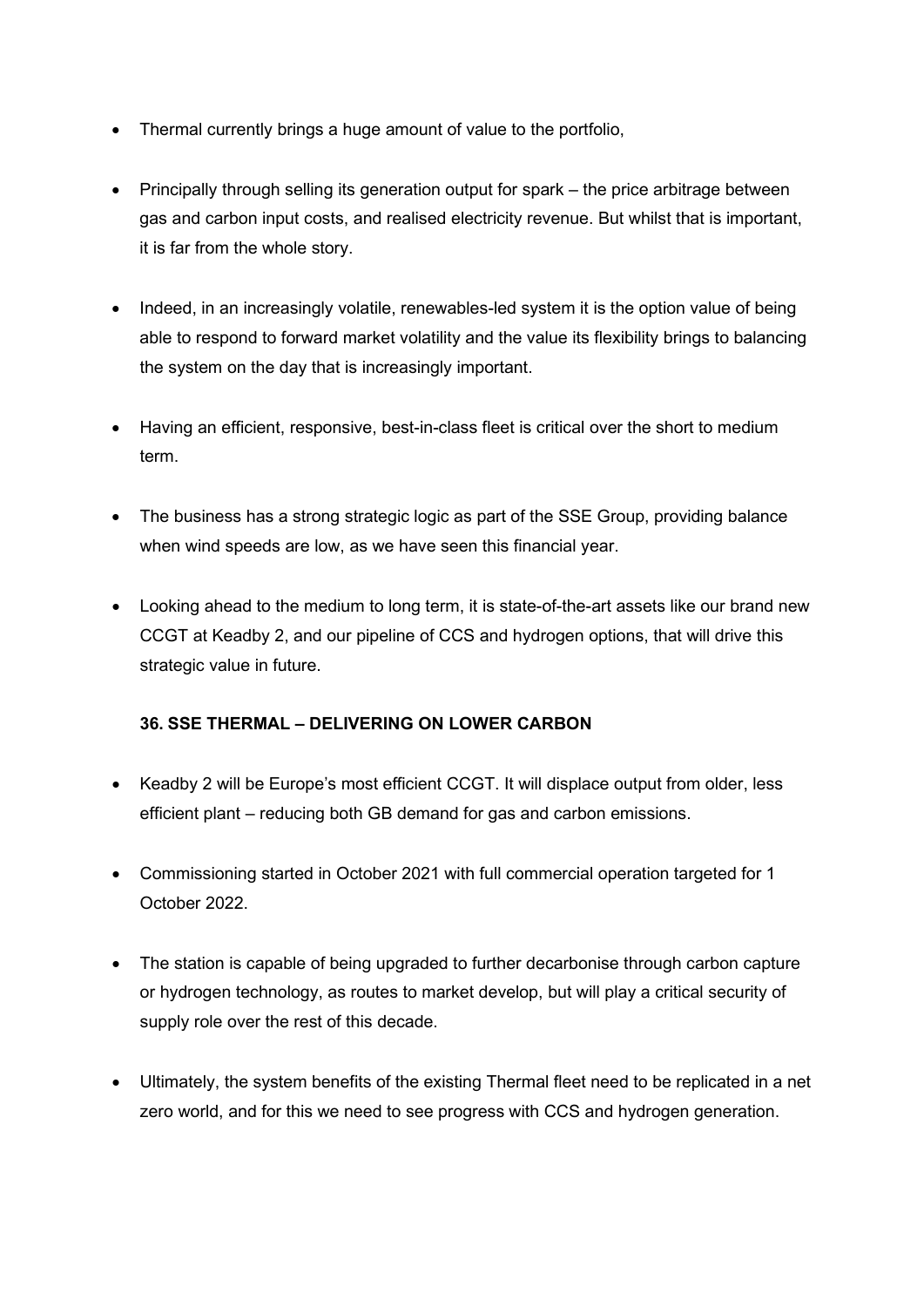- Thermal currently brings a huge amount of value to the portfolio,
- Principally through selling its generation output for spark – the price arbitrage between gas and carbon input costs, and realised electricity revenue. But whilst that is important, it is far from the whole story.
- Indeed, in an increasingly volatile, renewables-led system it is the option value of being able to respond to forward market volatility and the value its flexibility brings to balancing the system on the day that is increasingly important.
- Having an efficient, responsive, best-in-class fleet is critical over the short to medium term.
- The business has a strong strategic logic as part of the SSE Group, providing balance when wind speeds are low, as we have seen this financial year.
- Looking ahead to the medium to long term, it is state-of-the-art assets like our brand new CCGT at Keadby 2, and our pipeline of CCS and hydrogen options, that will drive this strategic value in future.

**36. SSE THERMAL – DELIVERING ON LOWER CARBON**

- Keadby 2 will be Europe's most efficient CCGT. It will displace output from older, less efficient plant – reducing both GB demand for gas and carbon emissions.
- Commissioning started in October 2021 with full commercial operation targeted for 1 October 2022.
- The station is capable of being upgraded to further decarbonise through carbon capture or hydrogen technology, as routes to market develop, but will play a critical security of supply role over the rest of this decade.
- Ultimately, the system benefits of the existing Thermal fleet need to be replicated in a net zero world, and for this we need to see progress with CCS and hydrogen generation.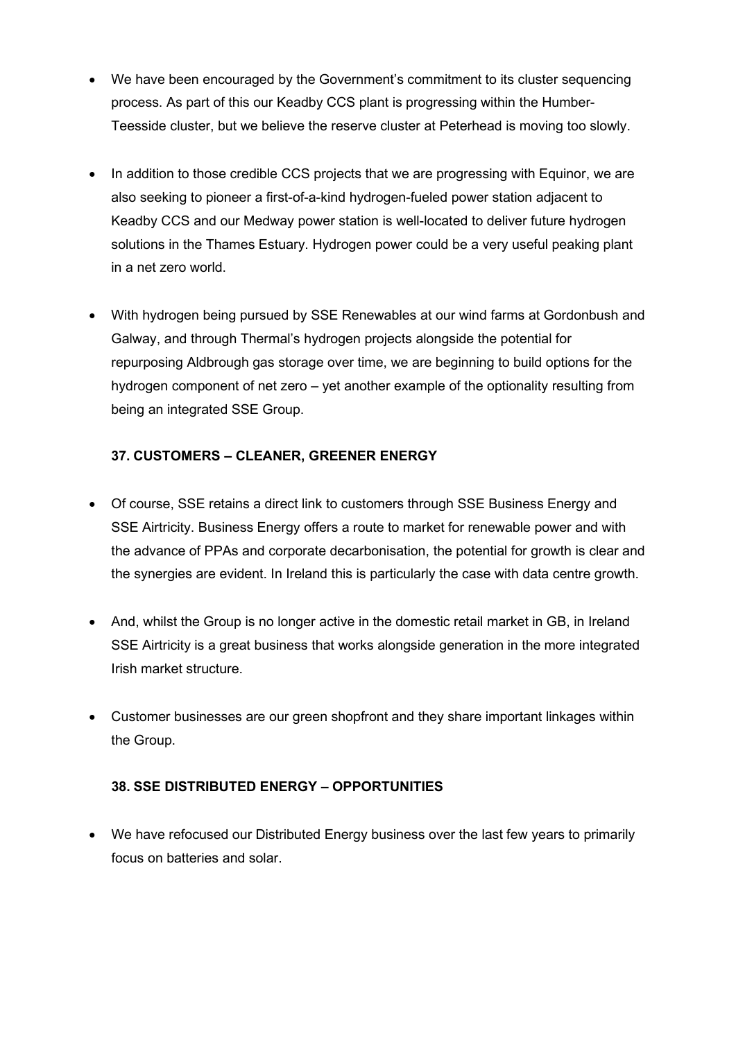- We have been encouraged by the Government's commitment to its cluster sequencing process. As part of this our Keadby CCS plant is progressing within the Humber-Teesside cluster, but we believe the reserve cluster at Peterhead is moving too slowly.

- In addition to those credible CCS projects that we are progressing with Equinor, we are also seeking to pioneer a first-of-a-kind hydrogen-fueled power station adjacent to Keadby CCS and our Medway power station is well-located to deliver future hydrogen solutions in the Thames Estuary. Hydrogen power could be a very useful peaking plant in a net zero world.

- With hydrogen being pursued by SSE Renewables at our wind farms at Gordonbush and Galway, and through Thermal's hydrogen projects alongside the potential for repurposing Aldbrough gas storage over time, we are beginning to build options for the hydrogen component of net zero – yet another example of the optionality resulting from being an integrated SSE Group.

**37. CUSTOMERS – CLEANER, GREENER ENERGY**

- Of course, SSE retains a direct link to customers through SSE Business Energy and SSE Airtricity. Business Energy offers a route to market for renewable power and with the advance of PPAs and corporate decarbonisation, the potential for growth is clear and the synergies are evident. In Ireland this is particularly the case with data centre growth.

- And, whilst the Group is no longer active in the domestic retail market in GB, in Ireland SSE Airtricity is a great business that works alongside generation in the more integrated Irish market structure.

- Customer businesses are our green shopfront and they share important linkages within the Group.

**38. SSE DISTRIBUTED ENERGY – OPPORTUNITIES**

- We have refocused our Distributed Energy business over the last few years to primarily focus on batteries and solar.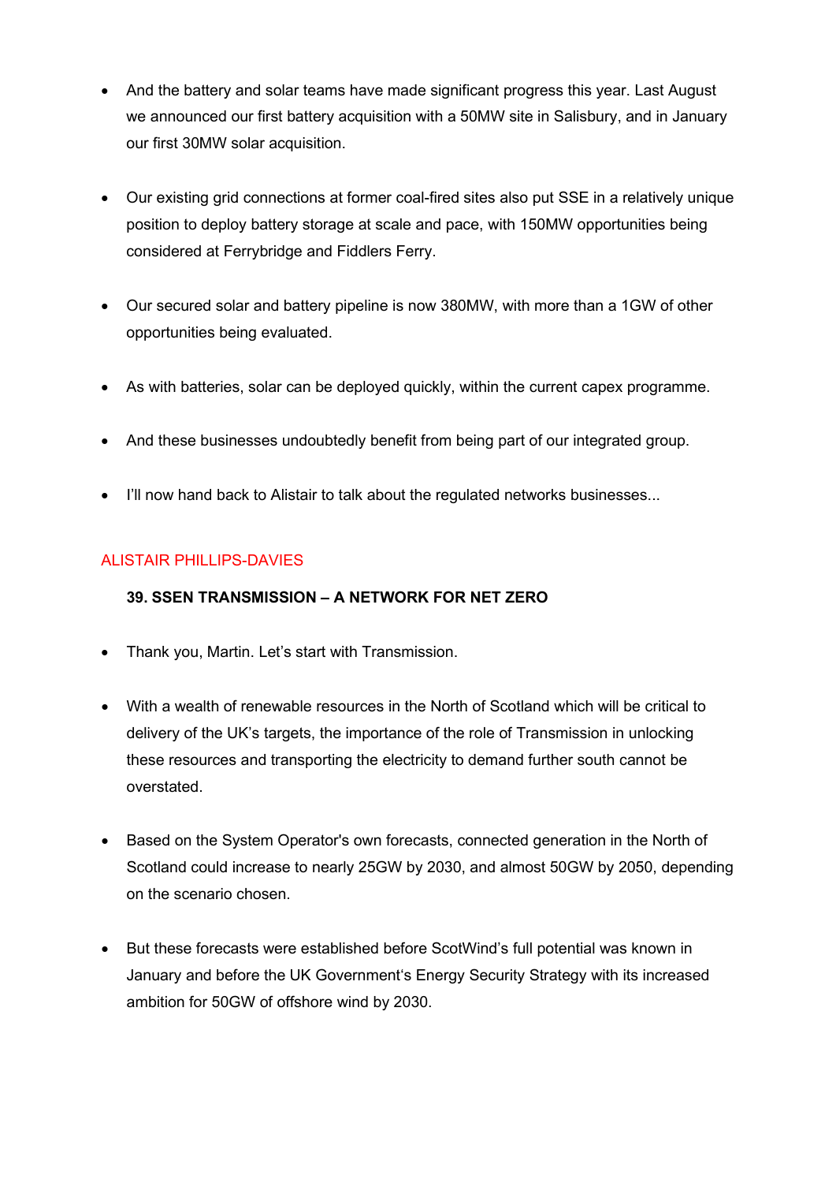- And the battery and solar teams have made significant progress this year. Last August we announced our first battery acquisition with a 50MW site in Salisbury, and in January our first 30MW solar acquisition.

- Our existing grid connections at former coal-fired sites also put SSE in a relatively unique position to deploy battery storage at scale and pace, with 150MW opportunities being considered at Ferrybridge and Fiddlers Ferry.

- Our secured solar and battery pipeline is now 380MW, with more than a 1GW of other opportunities being evaluated.

- As with batteries, solar can be deployed quickly, within the current capex programme.

- And these businesses undoubtedly benefit from being part of our integrated group.

- I'll now hand back to Alistair to talk about the regulated networks businesses...

ALISTAIR PHILLIPS-DAVIES

**39. SSEN TRANSMISSION – A NETWORK FOR NET ZERO**

- Thank you, Martin. Let's start with Transmission.

- With a wealth of renewable resources in the North of Scotland which will be critical to delivery of the UK's targets, the importance of the role of Transmission in unlocking these resources and transporting the electricity to demand further south cannot be overstated.

- Based on the System Operator's own forecasts, connected generation in the North of Scotland could increase to nearly 25GW by 2030, and almost 50GW by 2050, depending on the scenario chosen.

- But these forecasts were established before ScotWind's full potential was known in January and before the UK Government's Energy Security Strategy with its increased ambition for 50GW of offshore wind by 2030.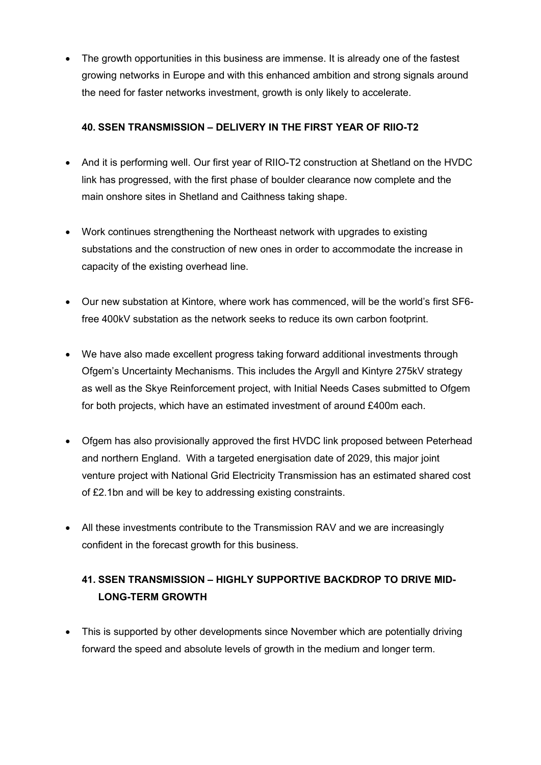- The growth opportunities in this business are immense. It is already one of the fastest growing networks in Europe and with this enhanced ambition and strong signals around the need for faster networks investment, growth is only likely to accelerate.

**40. SSEN TRANSMISSION – DELIVERY IN THE FIRST YEAR OF RIIO-T2**

- And it is performing well. Our first year of RIIO-T2 construction at Shetland on the HVDC link has progressed, with the first phase of boulder clearance now complete and the main onshore sites in Shetland and Caithness taking shape.

- Work continues strengthening the Northeast network with upgrades to existing substations and the construction of new ones in order to accommodate the increase in capacity of the existing overhead line.

- Our new substation at Kintore, where work has commenced, will be the world's first SF6-free 400kV substation as the network seeks to reduce its own carbon footprint.

- We have also made excellent progress taking forward additional investments through Ofgem's Uncertainty Mechanisms. This includes the Argyll and Kintyre 275kV strategy as well as the Skye Reinforcement project, with Initial Needs Cases submitted to Ofgem for both projects, which have an estimated investment of around £400m each.

- Ofgem has also provisionally approved the first HVDC link proposed between Peterhead and northern England. With a targeted energisation date of 2029, this major joint venture project with National Grid Electricity Transmission has an estimated shared cost of £2.1bn and will be key to addressing existing constraints.

- All these investments contribute to the Transmission RAV and we are increasingly confident in the forecast growth for this business.

**41. SSEN TRANSMISSION – HIGHLY SUPPORTIVE BACKDROP TO DRIVE MID-LONG-TERM GROWTH**

- This is supported by other developments since November which are potentially driving forward the speed and absolute levels of growth in the medium and longer term.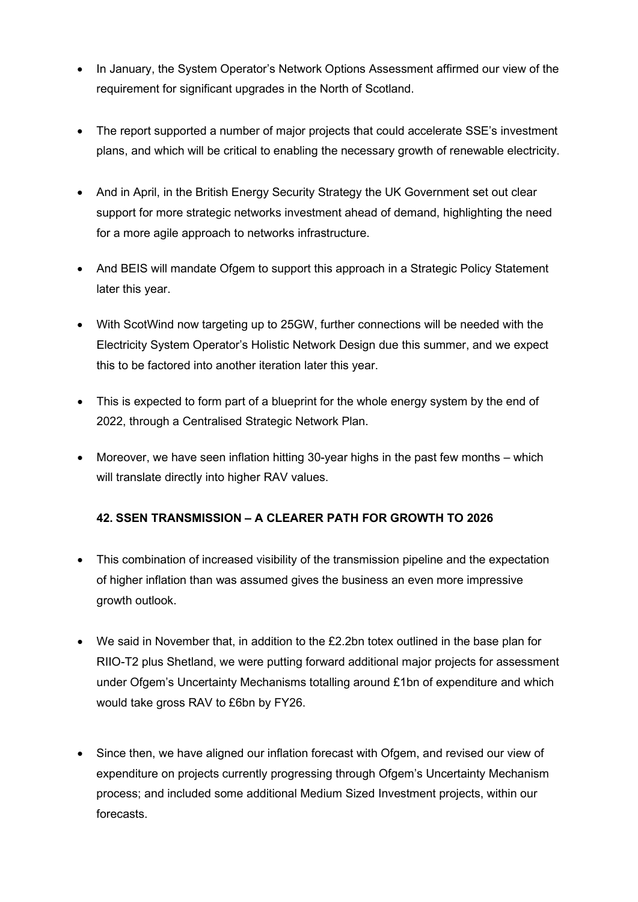- In January, the System Operator's Network Options Assessment affirmed our view of the requirement for significant upgrades in the North of Scotland.

- The report supported a number of major projects that could accelerate SSE's investment plans, and which will be critical to enabling the necessary growth of renewable electricity.

- And in April, in the British Energy Security Strategy the UK Government set out clear support for more strategic networks investment ahead of demand, highlighting the need for a more agile approach to networks infrastructure.

- And BEIS will mandate Ofgem to support this approach in a Strategic Policy Statement later this year.

- With ScotWind now targeting up to 25GW, further connections will be needed with the Electricity System Operator's Holistic Network Design due this summer, and we expect this to be factored into another iteration later this year.

- This is expected to form part of a blueprint for the whole energy system by the end of 2022, through a Centralised Strategic Network Plan.

- Moreover, we have seen inflation hitting 30-year highs in the past few months – which will translate directly into higher RAV values.

**42. SSEN TRANSMISSION – A CLEARER PATH FOR GROWTH TO 2026**

- This combination of increased visibility of the transmission pipeline and the expectation of higher inflation than was assumed gives the business an even more impressive growth outlook.

- We said in November that, in addition to the £2.2bn totex outlined in the base plan for RIIO-T2 plus Shetland, we were putting forward additional major projects for assessment under Ofgem's Uncertainty Mechanisms totalling around £1bn of expenditure and which would take gross RAV to £6bn by FY26.

- Since then, we have aligned our inflation forecast with Ofgem, and revised our view of expenditure on projects currently progressing through Ofgem's Uncertainty Mechanism process; and included some additional Medium Sized Investment projects, within our forecasts.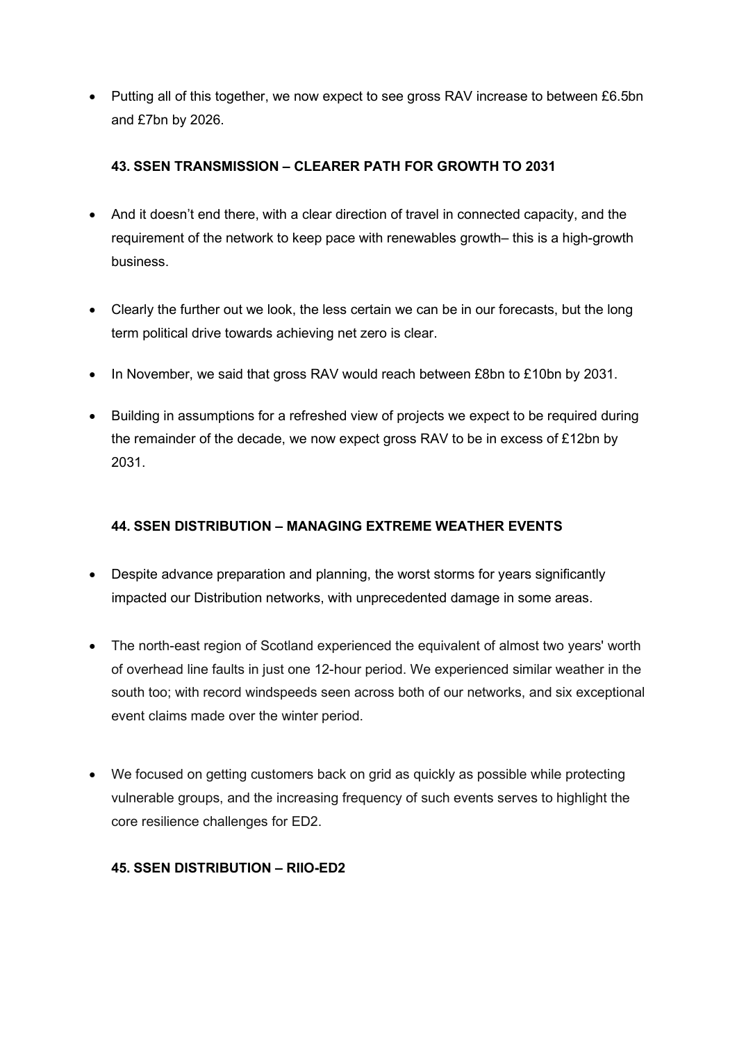- Putting all of this together, we now expect to see gross RAV increase to between £6.5bn and £7bn by 2026.

**43. SSEN TRANSMISSION – CLEARER PATH FOR GROWTH TO 2031**

- And it doesn't end there, with a clear direction of travel in connected capacity, and the requirement of the network to keep pace with renewables growth– this is a high-growth business.
- Clearly the further out we look, the less certain we can be in our forecasts, but the long term political drive towards achieving net zero is clear.
- In November, we said that gross RAV would reach between £8bn to £10bn by 2031.
- Building in assumptions for a refreshed view of projects we expect to be required during the remainder of the decade, we now expect gross RAV to be in excess of £12bn by 2031.

**44. SSEN DISTRIBUTION – MANAGING EXTREME WEATHER EVENTS**

- Despite advance preparation and planning, the worst storms for years significantly impacted our Distribution networks, with unprecedented damage in some areas.
- The north-east region of Scotland experienced the equivalent of almost two years' worth of overhead line faults in just one 12-hour period. We experienced similar weather in the south too; with record windspeeds seen across both of our networks, and six exceptional event claims made over the winter period.
- We focused on getting customers back on grid as quickly as possible while protecting vulnerable groups, and the increasing frequency of such events serves to highlight the core resilience challenges for ED2.

**45. SSEN DISTRIBUTION – RIIO-ED2**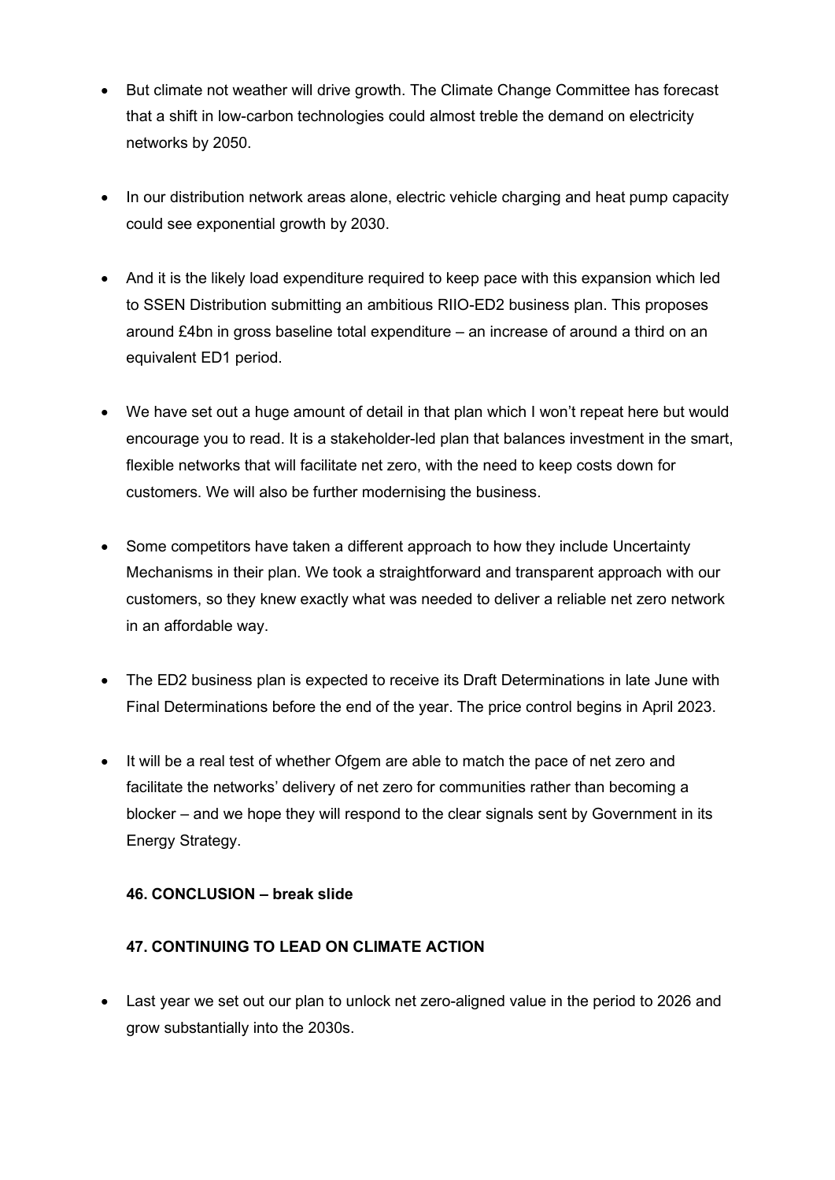- But climate not weather will drive growth. The Climate Change Committee has forecast that a shift in low-carbon technologies could almost treble the demand on electricity networks by 2050.

- In our distribution network areas alone, electric vehicle charging and heat pump capacity could see exponential growth by 2030.

- And it is the likely load expenditure required to keep pace with this expansion which led to SSEN Distribution submitting an ambitious RIIO-ED2 business plan. This proposes around £4bn in gross baseline total expenditure – an increase of around a third on an equivalent ED1 period.

- We have set out a huge amount of detail in that plan which I won't repeat here but would encourage you to read. It is a stakeholder-led plan that balances investment in the smart, flexible networks that will facilitate net zero, with the need to keep costs down for customers. We will also be further modernising the business.

- Some competitors have taken a different approach to how they include Uncertainty Mechanisms in their plan. We took a straightforward and transparent approach with our customers, so they knew exactly what was needed to deliver a reliable net zero network in an affordable way.

- The ED2 business plan is expected to receive its Draft Determinations in late June with Final Determinations before the end of the year. The price control begins in April 2023.

- It will be a real test of whether Ofgem are able to match the pace of net zero and facilitate the networks' delivery of net zero for communities rather than becoming a blocker – and we hope they will respond to the clear signals sent by Government in its Energy Strategy.

**46. CONCLUSION – break slide**

**47. CONTINUING TO LEAD ON CLIMATE ACTION**

- Last year we set out our plan to unlock net zero-aligned value in the period to 2026 and grow substantially into the 2030s.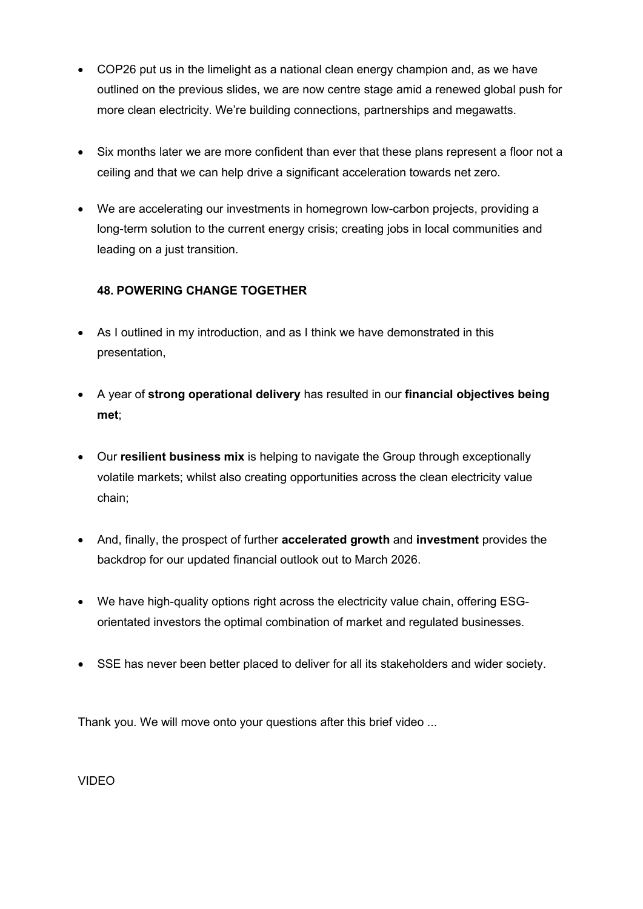- COP26 put us in the limelight as a national clean energy champion and, as we have outlined on the previous slides, we are now centre stage amid a renewed global push for more clean electricity. We're building connections, partnerships and megawatts.
- Six months later we are more confident than ever that these plans represent a floor not a ceiling and that we can help drive a significant acceleration towards net zero.
- We are accelerating our investments in homegrown low-carbon projects, providing a long-term solution to the current energy crisis; creating jobs in local communities and leading on a just transition.

**48. POWERING CHANGE TOGETHER**

- As I outlined in my introduction, and as I think we have demonstrated in this presentation,
- A year of **strong operational delivery** has resulted in our **financial objectives being met**;
- Our **resilient business mix** is helping to navigate the Group through exceptionally volatile markets; whilst also creating opportunities across the clean electricity value chain;
- And, finally, the prospect of further **accelerated growth** and **investment** provides the backdrop for our updated financial outlook out to March 2026.
- We have high-quality options right across the electricity value chain, offering ESG-orientated investors the optimal combination of market and regulated businesses.
- SSE has never been better placed to deliver for all its stakeholders and wider society.

Thank you. We will move onto your questions after this brief video ...

VIDEO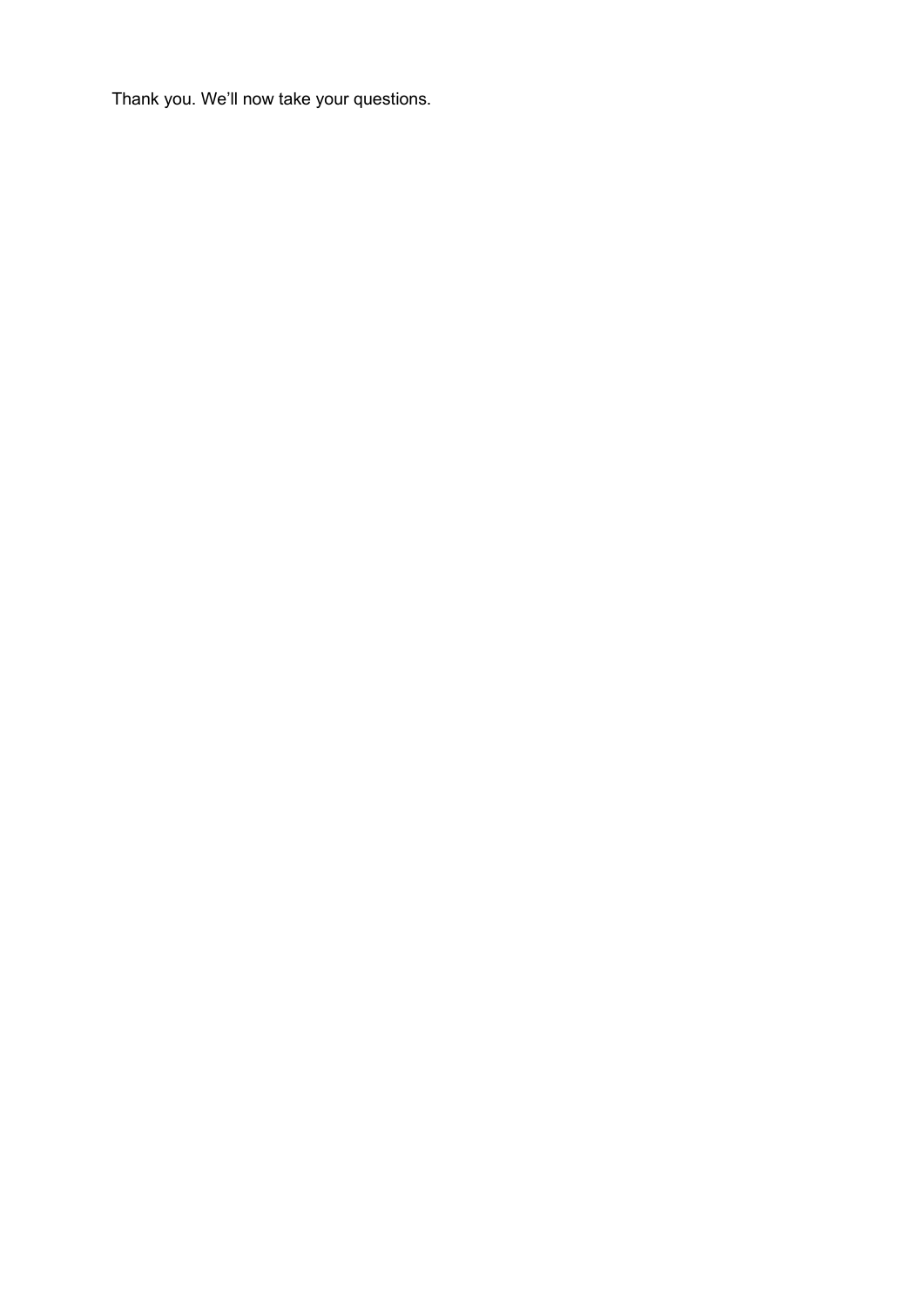Thank you. We’ll now take your questions.